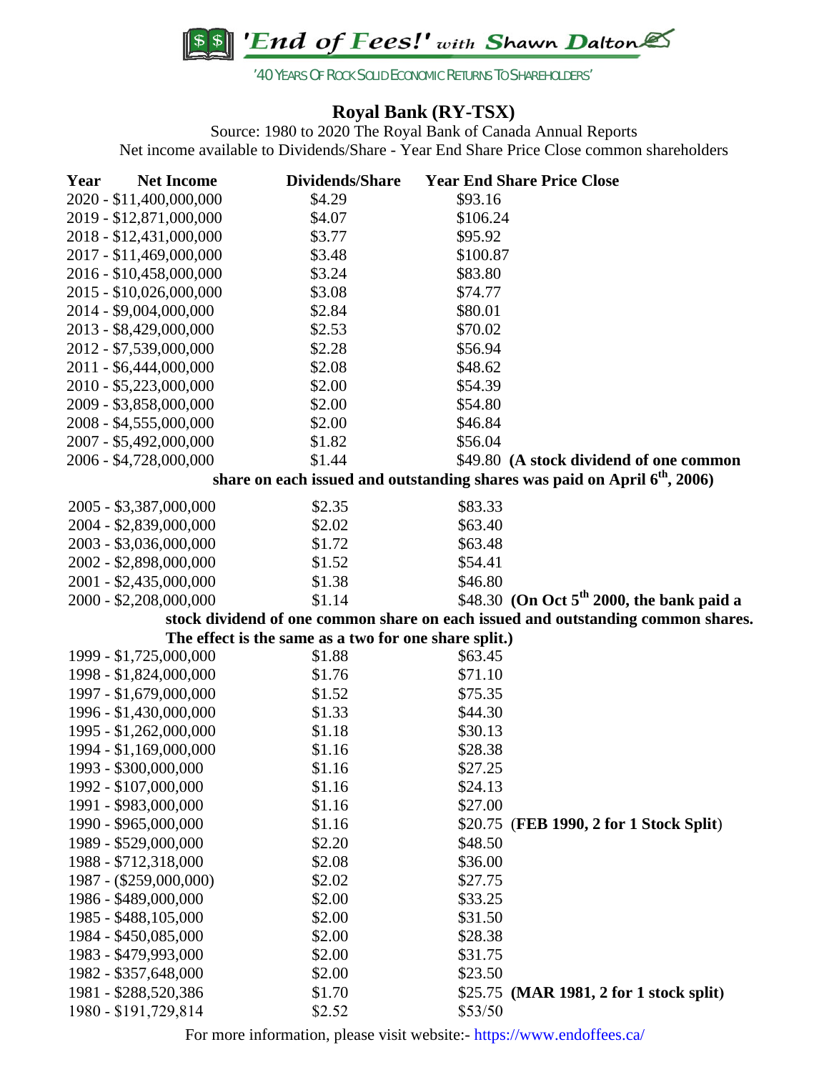'End of Fees!' with Shawn Dalton

'40 YEARS OF ROCK SOLID ECONOMIC RETURNS TO SHAREHOLDERS'

## Royal Bank (RY-TSX)

Source: 1980 to 2020 The Royal Bank of Canada Annual Reports
Net income available to Dividends/Share - Year End Share Price Close common shareholders

| Year Net Income | Dividends/Share | Year End Share Price Close |
|---|---|---|
| 2020 - $11,400,000,000 | $4.29 | $93.16 |
| 2019 - $12,871,000,000 | $4.07 | $106.24 |
| 2018 - $12,431,000,000 | $3.77 | $95.92 |
| 2017 - $11,469,000,000 | $3.48 | $100.87 |
| 2016 - $10,458,000,000 | $3.24 | $83.80 |
| 2015 - $10,026,000,000 | $3.08 | $74.77 |
| 2014 - $9,004,000,000 | $2.84 | $80.01 |
| 2013 - $8,429,000,000 | $2.53 | $70.02 |
| 2012 - $7,539,000,000 | $2.28 | $56.94 |
| 2011 - $6,444,000,000 | $2.08 | $48.62 |
| 2010 - $5,223,000,000 | $2.00 | $54.39 |
| 2009 - $3,858,000,000 | $2.00 | $54.80 |
| 2008 - $4,555,000,000 | $2.00 | $46.84 |
| 2007 - $5,492,000,000 | $1.82 | $56.04 |
| 2006 - $4,728,000,000 | $1.44 | $49.80 **(A stock dividend of one common share on each issued and outstanding shares was paid on April 6th, 2006)** |
| 2005 - $3,387,000,000 | $2.35 | $83.33 |
| 2004 - $2,839,000,000 | $2.02 | $63.40 |
| 2003 - $3,036,000,000 | $1.72 | $63.48 |
| 2002 - $2,898,000,000 | $1.52 | $54.41 |
| 2001 - $2,435,000,000 | $1.38 | $46.80 |
| 2000 - $2,208,000,000 | $1.14 | $48.30 **(On Oct 5th 2000, the bank paid a stock dividend of one common share on each issued and outstanding common shares. The effect is the same as a two for one share split.)** |
| 1999 - $1,725,000,000 | $1.88 | $63.45 |
| 1998 - $1,824,000,000 | $1.76 | $71.10 |
| 1997 - $1,679,000,000 | $1.52 | $75.35 |
| 1996 - $1,430,000,000 | $1.33 | $44.30 |
| 1995 - $1,262,000,000 | $1.18 | $30.13 |
| 1994 - $1,169,000,000 | $1.16 | $28.38 |
| 1993 - $300,000,000 | $1.16 | $27.25 |
| 1992 - $107,000,000 | $1.16 | $24.13 |
| 1991 - $983,000,000 | $1.16 | $27.00 |
| 1990 - $965,000,000 | $1.16 | $20.75 (**FEB 1990, 2 for 1 Stock Split**) |
| 1989 - $529,000,000 | $2.20 | $48.50 |
| 1988 - $712,318,000 | $2.08 | $36.00 |
| 1987 - ($259,000,000) | $2.02 | $27.75 |
| 1986 - $489,000,000 | $2.00 | $33.25 |
| 1985 - $488,105,000 | $2.00 | $31.50 |
| 1984 - $450,085,000 | $2.00 | $28.38 |
| 1983 - $479,993,000 | $2.00 | $31.75 |
| 1982 - $357,648,000 | $2.00 | $23.50 |
| 1981 - $288,520,386 | $1.70 | $25.75 **(MAR 1981, 2 for 1 stock split)** |
| 1980 - $191,729,814 | $2.52 | $53/50 |

For more information, please visit website:- https://www.endoffees.ca/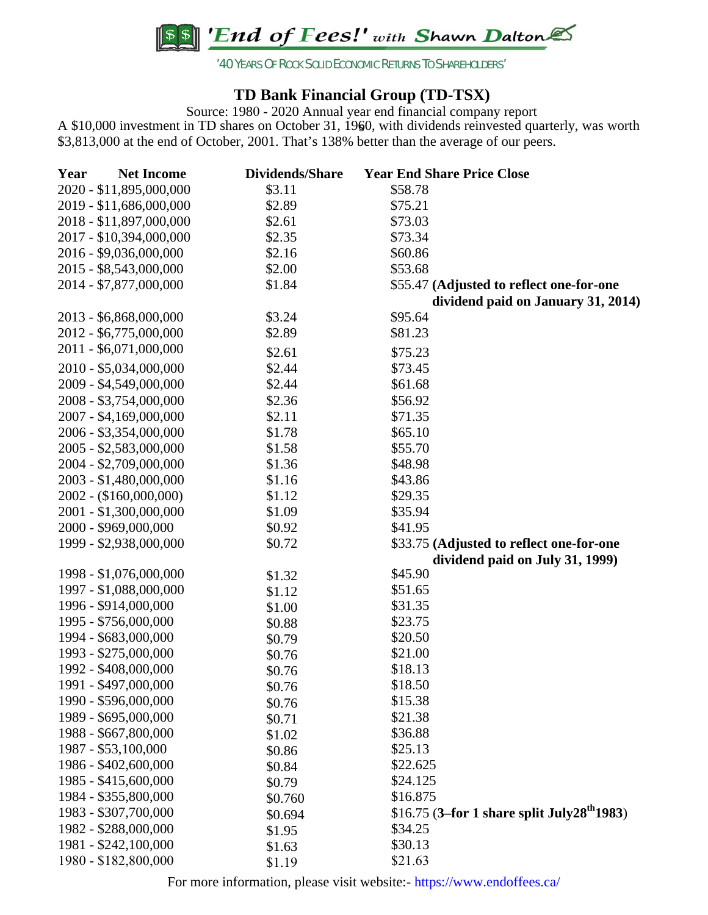'End of Fees!' with Shawn Dalton

'40 YEARS OF ROCK SOLID ECONOMIC RETURNS TO SHAREHOLDERS'

## TD Bank Financial Group (TD-TSX)

Source: 1980 - 2020 Annual year end financial company report

A $10,000 investment in TD shares on October 31, 1960, with dividends reinvested quarterly, was worth $3,813,000 at the end of October, 2001. That's 138% better than the average of our peers.

| Year | Net Income | Dividends/Share | Year End Share Price Close |
|---|---|---|---|
| 2020 | $11,895,000,000 | $3.11 | $58.78 |
| 2019 | $11,686,000,000 | $2.89 | $75.21 |
| 2018 | $11,897,000,000 | $2.61 | $73.03 |
| 2017 | $10,394,000,000 | $2.35 | $73.34 |
| 2016 | $9,036,000,000 | $2.16 | $60.86 |
| 2015 | $8,543,000,000 | $2.00 | $53.68 |
| 2014 | $7,877,000,000 | $1.84 | $55.47 **(Adjusted to reflect one-for-one dividend paid on January 31, 2014)** |
| 2013 | $6,868,000,000 | $3.24 | $95.64 |
| 2012 | $6,775,000,000 | $2.89 | $81.23 |
| 2011 | $6,071,000,000 | $2.61 | $75.23 |
| 2010 | $5,034,000,000 | $2.44 | $73.45 |
| 2009 | $4,549,000,000 | $2.44 | $61.68 |
| 2008 | $3,754,000,000 | $2.36 | $56.92 |
| 2007 | $4,169,000,000 | $2.11 | $71.35 |
| 2006 | $3,354,000,000 | $1.78 | $65.10 |
| 2005 | $2,583,000,000 | $1.58 | $55.70 |
| 2004 | $2,709,000,000 | $1.36 | $48.98 |
| 2003 | $1,480,000,000 | $1.16 | $43.86 |
| 2002 | ($160,000,000) | $1.12 | $29.35 |
| 2001 | $1,300,000,000 | $1.09 | $35.94 |
| 2000 | $969,000,000 | $0.92 | $41.95 |
| 1999 | $2,938,000,000 | $0.72 | $33.75 **(Adjusted to reflect one-for-one dividend paid on July 31, 1999)** |
| 1998 | $1,076,000,000 | $1.32 | $45.90 |
| 1997 | $1,088,000,000 | $1.12 | $51.65 |
| 1996 | $914,000,000 | $1.00 | $31.35 |
| 1995 | $756,000,000 | $0.88 | $23.75 |
| 1994 | $683,000,000 | $0.79 | $20.50 |
| 1993 | $275,000,000 | $0.76 | $21.00 |
| 1992 | $408,000,000 | $0.76 | $18.13 |
| 1991 | $497,000,000 | $0.76 | $18.50 |
| 1990 | $596,000,000 | $0.76 | $15.38 |
| 1989 | $695,000,000 | $0.71 | $21.38 |
| 1988 | $667,800,000 | $1.02 | $36.88 |
| 1987 | $53,100,000 | $0.86 | $25.13 |
| 1986 | $402,600,000 | $0.84 | $22.625 |
| 1985 | $415,600,000 | $0.79 | $24.125 |
| 1984 | $355,800,000 | $0.760 | $16.875 |
| 1983 | $307,700,000 | $0.694 | $16.75 (**3–for 1 share split July28th 1983**) |
| 1982 | $288,000,000 | $1.95 | $34.25 |
| 1981 | $242,100,000 | $1.63 | $30.13 |
| 1980 | $182,800,000 | $1.19 | $21.63 |

For more information, please visit website:- https://www.endoffees.ca/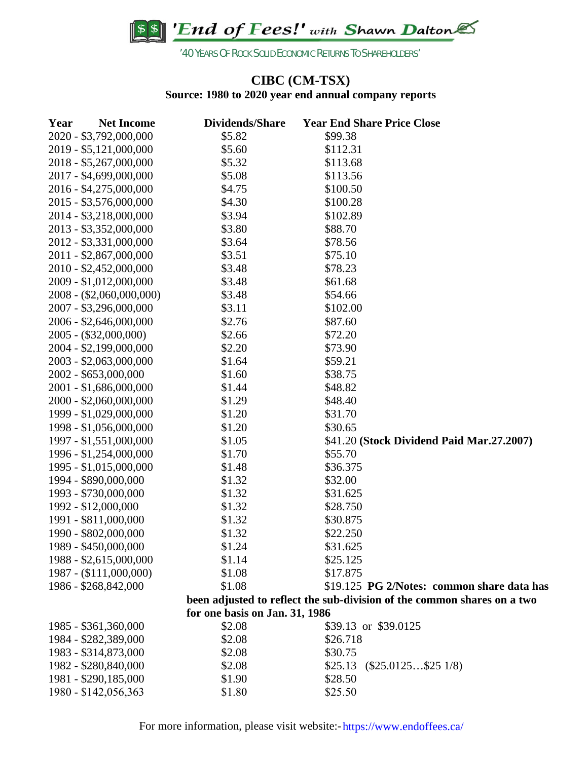# 'End of Fees!' with Shawn Dalton

'40 YEARS OF ROCK SOLID ECONOMIC RETURNS TO SHAREHOLDERS'

## CIBC (CM-TSX)

**Source: 1980 to 2020 year end annual company reports**

| Year - Net Income | Dividends/Share | Year End Share Price Close |
|---|---|---|
| 2020 - $3,792,000,000 | $5.82 | $99.38 |
| 2019 - $5,121,000,000 | $5.60 | $112.31 |
| 2018 - $5,267,000,000 | $5.32 | $113.68 |
| 2017 - $4,699,000,000 | $5.08 | $113.56 |
| 2016 - $4,275,000,000 | $4.75 | $100.50 |
| 2015 - $3,576,000,000 | $4.30 | $100.28 |
| 2014 - $3,218,000,000 | $3.94 | $102.89 |
| 2013 - $3,352,000,000 | $3.80 | $88.70 |
| 2012 - $3,331,000,000 | $3.64 | $78.56 |
| 2011 - $2,867,000,000 | $3.51 | $75.10 |
| 2010 - $2,452,000,000 | $3.48 | $78.23 |
| 2009 - $1,012,000,000 | $3.48 | $61.68 |
| 2008 - ($2,060,000,000) | $3.48 | $54.66 |
| 2007 - $3,296,000,000 | $3.11 | $102.00 |
| 2006 - $2,646,000,000 | $2.76 | $87.60 |
| 2005 - ($32,000,000) | $2.66 | $72.20 |
| 2004 - $2,199,000,000 | $2.20 | $73.90 |
| 2003 - $2,063,000,000 | $1.64 | $59.21 |
| 2002 - $653,000,000 | $1.60 | $38.75 |
| 2001 - $1,686,000,000 | $1.44 | $48.82 |
| 2000 - $2,060,000,000 | $1.29 | $48.40 |
| 1999 - $1,029,000,000 | $1.20 | $31.70 |
| 1998 - $1,056,000,000 | $1.20 | $30.65 |
| 1997 - $1,551,000,000 | $1.05 | $41.20 **(Stock Dividend Paid Mar.27.2007)** |
| 1996 - $1,254,000,000 | $1.70 | $55.70 |
| 1995 - $1,015,000,000 | $1.48 | $36.375 |
| 1994 - $890,000,000 | $1.32 | $32.00 |
| 1993 - $730,000,000 | $1.32 | $31.625 |
| 1992 - $12,000,000 | $1.32 | $28.750 |
| 1991 - $811,000,000 | $1.32 | $30.875 |
| 1990 - $802,000,000 | $1.32 | $22.250 |
| 1989 - $450,000,000 | $1.24 | $31.625 |
| 1988 - $2,615,000,000 | $1.14 | $25.125 |
| 1987 - ($111,000,000) | $1.08 | $17.875 |
| 1986 - $268,842,000 | $1.08 | $19.125 **PG 2/Notes: common share data has been adjusted to reflect the sub-division of the common shares on a two for one basis on Jan. 31, 1986** |
| 1985 - $361,360,000 | $2.08 | $39.13 or $39.0125 |
| 1984 - $282,389,000 | $2.08 | $26.718 |
| 1983 - $314,873,000 | $2.08 | $30.75 |
| 1982 - $280,840,000 | $2.08 | $25.13 ($25.0125…$25 1/8) |
| 1981 - $290,185,000 | $1.90 | $28.50 |
| 1980 - $142,056,363 | $1.80 | $25.50 |

For more information, please visit website:- https://www.endoffees.ca/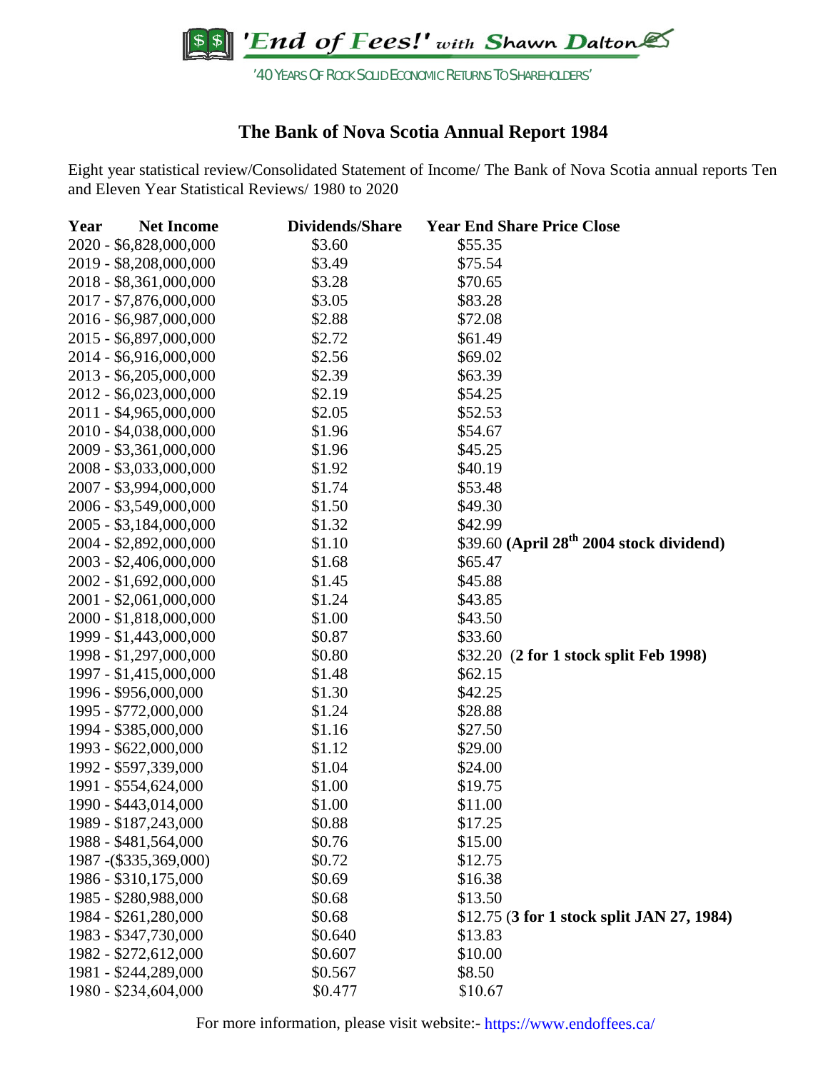'End of Fees!' with Shawn Dalton

'40 YEARS OF ROCK SOLID ECONOMIC RETURNS TO SHAREHOLDERS'

## The Bank of Nova Scotia Annual Report 1984

Eight year statistical review/Consolidated Statement of Income/ The Bank of Nova Scotia annual reports Ten and Eleven Year Statistical Reviews/ 1980 to 2020

| Year Net Income | Dividends/Share | Year End Share Price Close |
|---|---|---|
| 2020 - $6,828,000,000 | $3.60 | $55.35 |
| 2019 - $8,208,000,000 | $3.49 | $75.54 |
| 2018 - $8,361,000,000 | $3.28 | $70.65 |
| 2017 - $7,876,000,000 | $3.05 | $83.28 |
| 2016 - $6,987,000,000 | $2.88 | $72.08 |
| 2015 - $6,897,000,000 | $2.72 | $61.49 |
| 2014 - $6,916,000,000 | $2.56 | $69.02 |
| 2013 - $6,205,000,000 | $2.39 | $63.39 |
| 2012 - $6,023,000,000 | $2.19 | $54.25 |
| 2011 - $4,965,000,000 | $2.05 | $52.53 |
| 2010 - $4,038,000,000 | $1.96 | $54.67 |
| 2009 - $3,361,000,000 | $1.96 | $45.25 |
| 2008 - $3,033,000,000 | $1.92 | $40.19 |
| 2007 - $3,994,000,000 | $1.74 | $53.48 |
| 2006 - $3,549,000,000 | $1.50 | $49.30 |
| 2005 - $3,184,000,000 | $1.32 | $42.99 |
| 2004 - $2,892,000,000 | $1.10 | $39.60 **(April 28th 2004 stock dividend)** |
| 2003 - $2,406,000,000 | $1.68 | $65.47 |
| 2002 - $1,692,000,000 | $1.45 | $45.88 |
| 2001 - $2,061,000,000 | $1.24 | $43.85 |
| 2000 - $1,818,000,000 | $1.00 | $43.50 |
| 1999 - $1,443,000,000 | $0.87 | $33.60 |
| 1998 - $1,297,000,000 | $0.80 | $32.20 (**2 for 1 stock split Feb 1998)** |
| 1997 - $1,415,000,000 | $1.48 | $62.15 |
| 1996 - $956,000,000 | $1.30 | $42.25 |
| 1995 - $772,000,000 | $1.24 | $28.88 |
| 1994 - $385,000,000 | $1.16 | $27.50 |
| 1993 - $622,000,000 | $1.12 | $29.00 |
| 1992 - $597,339,000 | $1.04 | $24.00 |
| 1991 - $554,624,000 | $1.00 | $19.75 |
| 1990 - $443,014,000 | $1.00 | $11.00 |
| 1989 - $187,243,000 | $0.88 | $17.25 |
| 1988 - $481,564,000 | $0.76 | $15.00 |
| 1987 -($335,369,000) | $0.72 | $12.75 |
| 1986 - $310,175,000 | $0.69 | $16.38 |
| 1985 - $280,988,000 | $0.68 | $13.50 |
| 1984 - $261,280,000 | $0.68 | $12.75 (**3 for 1 stock split JAN 27, 1984)** |
| 1983 - $347,730,000 | $0.640 | $13.83 |
| 1982 - $272,612,000 | $0.607 | $10.00 |
| 1981 - $244,289,000 | $0.567 | $8.50 |
| 1980 - $234,604,000 | $0.477 | $10.67 |

For more information, please visit website:- https://www.endoffees.ca/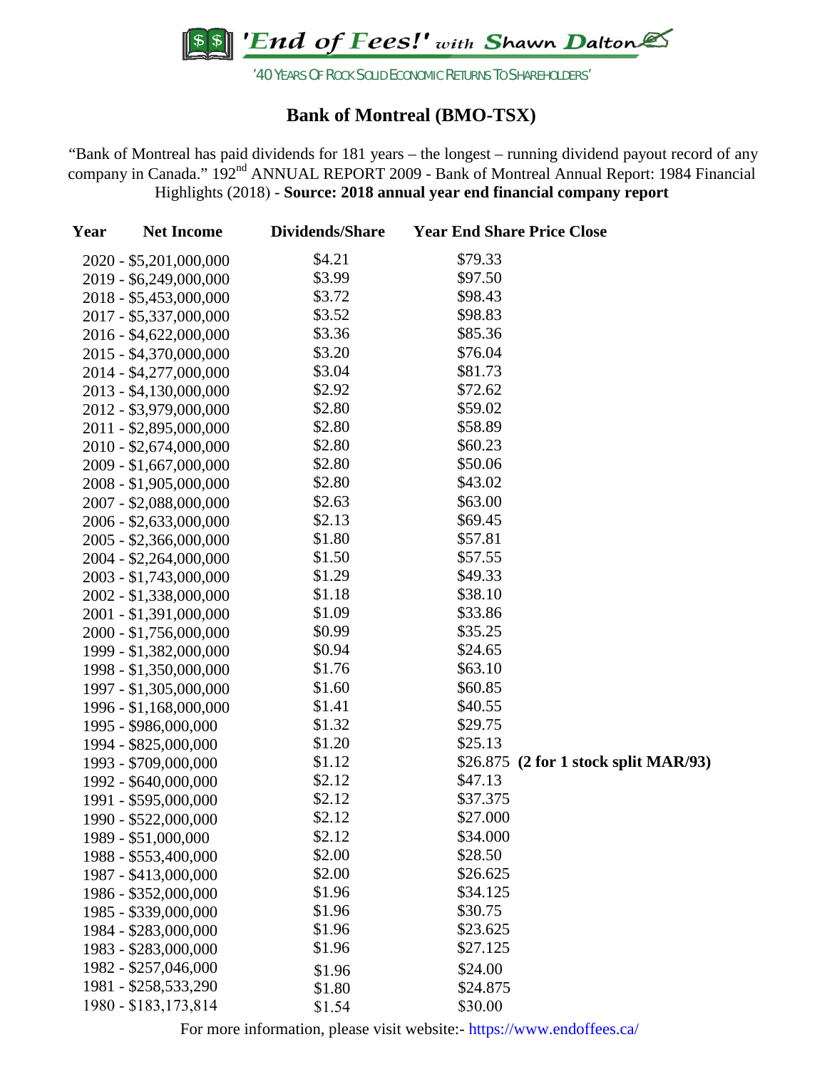**'End of Fees!' with Shawn Dalton**

'40 YEARS OF ROCK SOLID ECONOMIC RETURNS TO SHAREHOLDERS'

## Bank of Montreal (BMO-TSX)

"Bank of Montreal has paid dividends for 181 years – the longest – running dividend payout record of any company in Canada." 192nd ANNUAL REPORT 2009 - Bank of Montreal Annual Report: 1984 Financial Highlights (2018) - **Source: 2018 annual year end financial company report**

| Year | Net Income | Dividends/Share | Year End Share Price Close |
|---|---|---|---|
| 2020 | $5,201,000,000 | $4.21 | $79.33 |
| 2019 | $6,249,000,000 | $3.99 | $97.50 |
| 2018 | $5,453,000,000 | $3.72 | $98.43 |
| 2017 | $5,337,000,000 | $3.52 | $98.83 |
| 2016 | $4,622,000,000 | $3.36 | $85.36 |
| 2015 | $4,370,000,000 | $3.20 | $76.04 |
| 2014 | $4,277,000,000 | $3.04 | $81.73 |
| 2013 | $4,130,000,000 | $2.92 | $72.62 |
| 2012 | $3,979,000,000 | $2.80 | $59.02 |
| 2011 | $2,895,000,000 | $2.80 | $58.89 |
| 2010 | $2,674,000,000 | $2.80 | $60.23 |
| 2009 | $1,667,000,000 | $2.80 | $50.06 |
| 2008 | $1,905,000,000 | $2.80 | $43.02 |
| 2007 | $2,088,000,000 | $2.63 | $63.00 |
| 2006 | $2,633,000,000 | $2.13 | $69.45 |
| 2005 | $2,366,000,000 | $1.80 | $57.81 |
| 2004 | $2,264,000,000 | $1.50 | $57.55 |
| 2003 | $1,743,000,000 | $1.29 | $49.33 |
| 2002 | $1,338,000,000 | $1.18 | $38.10 |
| 2001 | $1,391,000,000 | $1.09 | $33.86 |
| 2000 | $1,756,000,000 | $0.99 | $35.25 |
| 1999 | $1,382,000,000 | $0.94 | $24.65 |
| 1998 | $1,350,000,000 | $1.76 | $63.10 |
| 1997 | $1,305,000,000 | $1.60 | $60.85 |
| 1996 | $1,168,000,000 | $1.41 | $40.55 |
| 1995 | $986,000,000 | $1.32 | $29.75 |
| 1994 | $825,000,000 | $1.20 | $25.13 |
| 1993 | $709,000,000 | $1.12 | $26.875 **(2 for 1 stock split MAR/93)** |
| 1992 | $640,000,000 | $2.12 | $47.13 |
| 1991 | $595,000,000 | $2.12 | $37.375 |
| 1990 | $522,000,000 | $2.12 | $27.000 |
| 1989 | $51,000,000 | $2.12 | $34.000 |
| 1988 | $553,400,000 | $2.00 | $28.50 |
| 1987 | $413,000,000 | $2.00 | $26.625 |
| 1986 | $352,000,000 | $1.96 | $34.125 |
| 1985 | $339,000,000 | $1.96 | $30.75 |
| 1984 | $283,000,000 | $1.96 | $23.625 |
| 1983 | $283,000,000 | $1.96 | $27.125 |
| 1982 | $257,046,000 | $1.96 | $24.00 |
| 1981 | $258,533,290 | $1.80 | $24.875 |
| 1980 | $183,173,814 | $1.54 | $30.00 |

For more information, please visit website:- https://www.endoffees.ca/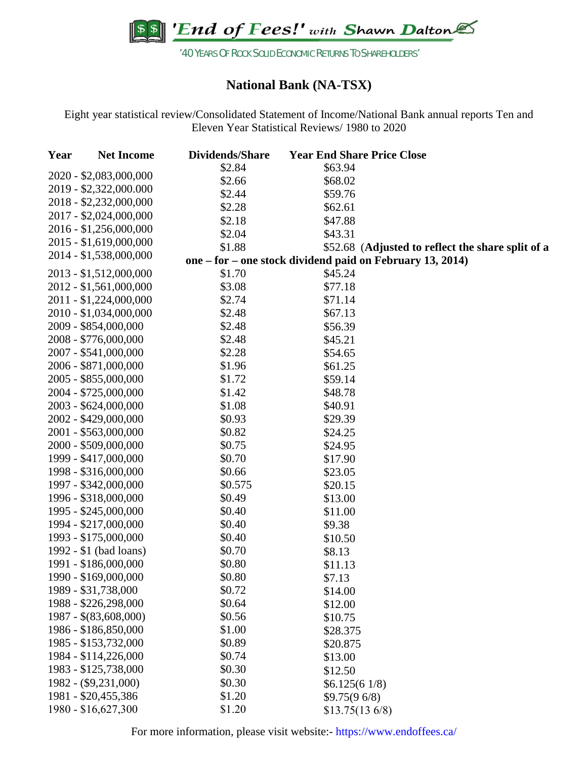## National Bank (NA-TSX)

Eight year statistical review/Consolidated Statement of Income/National Bank annual reports Ten and Eleven Year Statistical Reviews/ 1980 to 2020

| Year | Net Income | Dividends/Share | Year End Share Price Close |
|---|---|---|---|
| 2020 | $2,083,000,000 | $2.84 | $63.94 |
| 2019 | $2,322,000.000 | $2.66 | $68.02 |
| 2018 | $2,232,000,000 | $2.44 | $59.76 |
| 2017 | $2,024,000,000 | $2.28 | $62.61 |
| 2016 | $1,256,000,000 | $2.18 | $47.88 |
| 2015 | $1,619,000,000 | $2.04 | $43.31 |
| 2014 | $1,538,000,000 | $1.88 | $52.68 (**Adjusted to reflect the share split of a one – for – one stock dividend paid on February 13, 2014)** |
| 2013 | $1,512,000,000 | $1.70 | $45.24 |
| 2012 | $1,561,000,000 | $3.08 | $77.18 |
| 2011 | $1,224,000,000 | $2.74 | $71.14 |
| 2010 | $1,034,000,000 | $2.48 | $67.13 |
| 2009 | $854,000,000 | $2.48 | $56.39 |
| 2008 | $776,000,000 | $2.48 | $45.21 |
| 2007 | $541,000,000 | $2.28 | $54.65 |
| 2006 | $871,000,000 | $1.96 | $61.25 |
| 2005 | $855,000,000 | $1.72 | $59.14 |
| 2004 | $725,000,000 | $1.42 | $48.78 |
| 2003 | $624,000,000 | $1.08 | $40.91 |
| 2002 | $429,000,000 | $0.93 | $29.39 |
| 2001 | $563,000,000 | $0.82 | $24.25 |
| 2000 | $509,000,000 | $0.75 | $24.95 |
| 1999 | $417,000,000 | $0.70 | $17.90 |
| 1998 | $316,000,000 | $0.66 | $23.05 |
| 1997 | $342,000,000 | $0.575 | $20.15 |
| 1996 | $318,000,000 | $0.49 | $13.00 |
| 1995 | $245,000,000 | $0.40 | $11.00 |
| 1994 | $217,000,000 | $0.40 | $9.38 |
| 1993 | $175,000,000 | $0.40 | $10.50 |
| 1992 | $1 (bad loans) | $0.70 | $8.13 |
| 1991 | $186,000,000 | $0.80 | $11.13 |
| 1990 | $169,000,000 | $0.80 | $7.13 |
| 1989 | $31,738,000 | $0.72 | $14.00 |
| 1988 | $226,298,000 | $0.64 | $12.00 |
| 1987 | $(83,608,000) | $0.56 | $10.75 |
| 1986 | $186,850,000 | $1.00 | $28.375 |
| 1985 | $153,732,000 | $0.89 | $20.875 |
| 1984 | $114,226,000 | $0.74 | $13.00 |
| 1983 | $125,738,000 | $0.30 | $12.50 |
| 1982 | ($9,231,000) | $0.30 | $6.125(6 1/8) |
| 1981 | $20,455,386 | $1.20 | $9.75(9 6/8) |
| 1980 | $16,627,300 | $1.20 | $13.75(13 6/8) |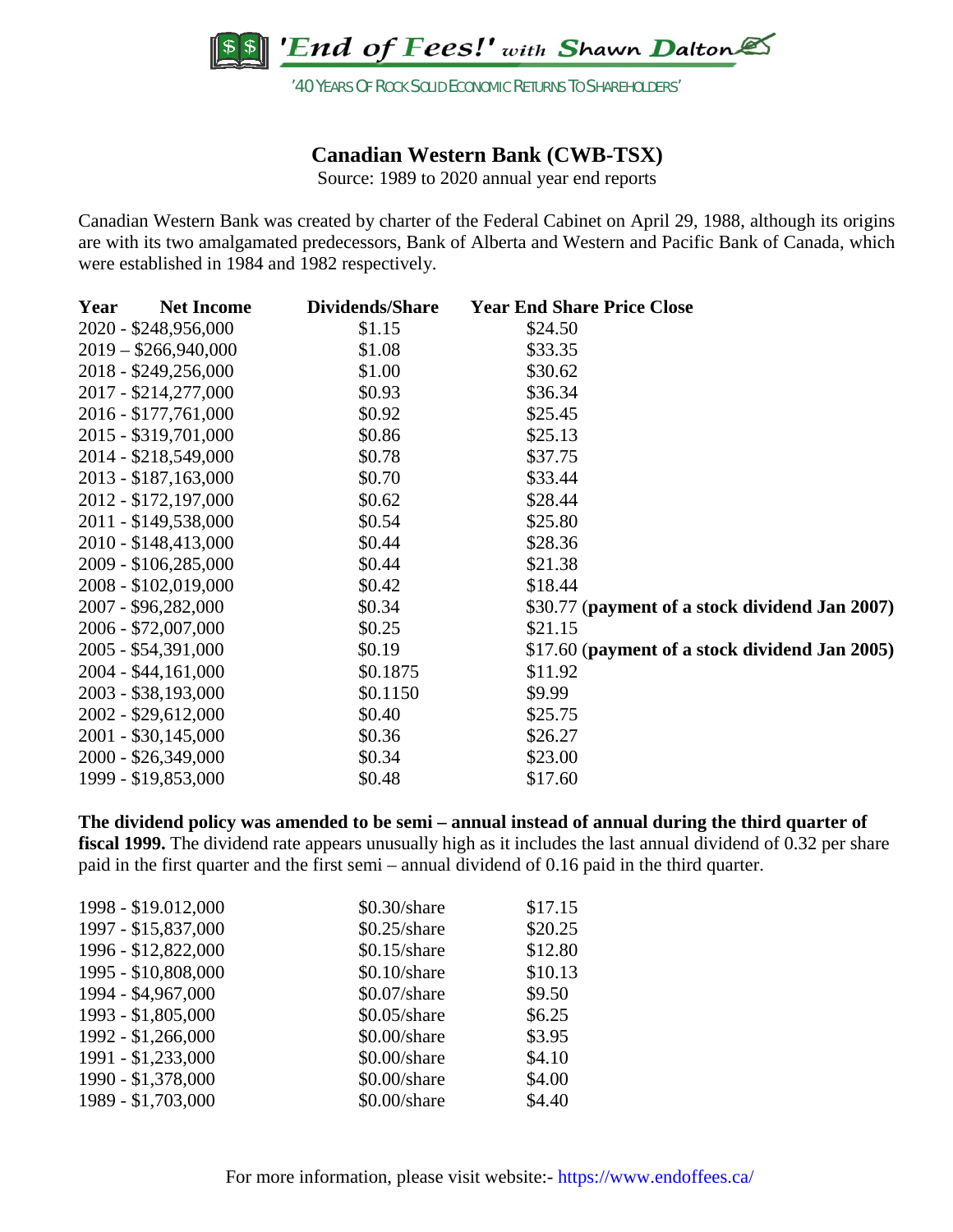# Canadian Western Bank (CWB-TSX)

Source: 1989 to 2020 annual year end reports

Canadian Western Bank was created by charter of the Federal Cabinet on April 29, 1988, although its origins are with its two amalgamated predecessors, Bank of Alberta and Western and Pacific Bank of Canada, which were established in 1984 and 1982 respectively.

| Year Net Income | Dividends/Share | Year End Share Price Close |
|---|---|---|
| 2020 - $248,956,000 | $1.15 | $24.50 |
| 2019 – $266,940,000 | $1.08 | $33.35 |
| 2018 - $249,256,000 | $1.00 | $30.62 |
| 2017 - $214,277,000 | $0.93 | $36.34 |
| 2016 - $177,761,000 | $0.92 | $25.45 |
| 2015 - $319,701,000 | $0.86 | $25.13 |
| 2014 - $218,549,000 | $0.78 | $37.75 |
| 2013 - $187,163,000 | $0.70 | $33.44 |
| 2012 - $172,197,000 | $0.62 | $28.44 |
| 2011 - $149,538,000 | $0.54 | $25.80 |
| 2010 - $148,413,000 | $0.44 | $28.36 |
| 2009 - $106,285,000 | $0.44 | $21.38 |
| 2008 - $102,019,000 | $0.42 | $18.44 |
| 2007 - $96,282,000 | $0.34 | $30.77 (**payment of a stock dividend Jan 2007)** |
| 2006 - $72,007,000 | $0.25 | $21.15 |
| 2005 - $54,391,000 | $0.19 | $17.60 (**payment of a stock dividend Jan 2005)** |
| 2004 - $44,161,000 | $0.1875 | $11.92 |
| 2003 - $38,193,000 | $0.1150 | $9.99 |
| 2002 - $29,612,000 | $0.40 | $25.75 |
| 2001 - $30,145,000 | $0.36 | $26.27 |
| 2000 - $26,349,000 | $0.34 | $23.00 |
| 1999 - $19,853,000 | $0.48 | $17.60 |

**The dividend policy was amended to be semi – annual instead of annual during the third quarter of fiscal 1999.** The dividend rate appears unusually high as it includes the last annual dividend of 0.32 per share paid in the first quarter and the first semi – annual dividend of 0.16 paid in the third quarter.

| | | |
|---|---|---|
| 1998 - $19.012,000 | $0.30/share | $17.15 |
| 1997 - $15,837,000 | $0.25/share | $20.25 |
| 1996 - $12,822,000 | $0.15/share | $12.80 |
| 1995 - $10,808,000 | $0.10/share | $10.13 |
| 1994 - $4,967,000 | $0.07/share | $9.50 |
| 1993 - $1,805,000 | $0.05/share | $6.25 |
| 1992 - $1,266,000 | $0.00/share | $3.95 |
| 1991 - $1,233,000 | $0.00/share | $4.10 |
| 1990 - $1,378,000 | $0.00/share | $4.00 |
| 1989 - $1,703,000 | $0.00/share | $4.40 |

For more information, please visit website:- https://www.endoffees.ca/